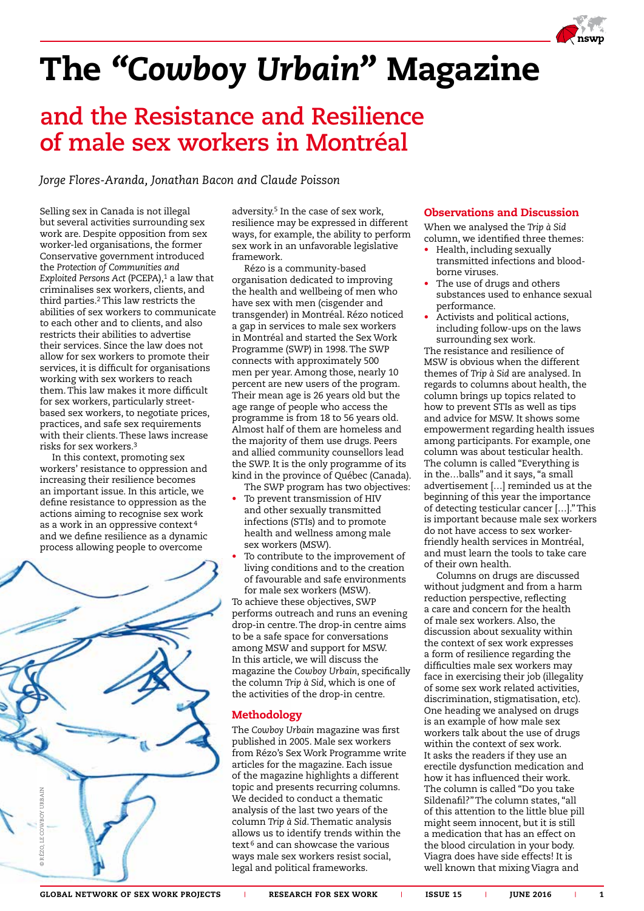# The *"Cowboy Urbain"* Magazine

## and the Resistance and Resilience of male sex workers in Montréal

*Jorge Flores-Aranda, Jonathan Bacon and Claude Poisson*

Selling sex in Canada is not illegal but several activities surrounding sex work are. Despite opposition from sex worker-led organisations, the former Conservative government introduced the *Protection of Communities and Exploited Persons Act* (PCEPA),[1] a law that criminalises sex workers, clients, and third parties.[2] This law restricts the abilities of sex workers to communicate to each other and to clients, and also restricts their abilities to advertise their services. Since the law does not allow for sex workers to promote their services, it is difficult for organisations working with sex workers to reach them. This law makes it more difficult for sex workers, particularly street-based sex workers, to negotiate prices, practices, and safe sex requirements with their clients. These laws increase risks for sex workers.[3]

In this context, promoting sex workers' resistance to oppression and increasing their resilience becomes an important issue. In this article, we define resistance to oppression as the actions aiming to recognise sex work as a work in an oppressive context[4] and we define resilience as a dynamic process allowing people to overcome adversity.[5] In the case of sex work, resilience may be expressed in different ways, for example, the ability to perform sex work in an unfavorable legislative framework.

Rézo is a community-based organisation dedicated to improving the health and wellbeing of men who have sex with men (cisgender and transgender) in Montréal. Rézo noticed a gap in services to male sex workers in Montréal and started the Sex Work Programme (SWP) in 1998. The SWP connects with approximately 500 men per year. Among those, nearly 10 percent are new users of the program. Their mean age is 26 years old but the age range of people who access the programme is from 18 to 56 years old. Almost half of them are homeless and the majority of them use drugs. Peers and allied community counsellors lead the SWP. It is the only programme of its kind in the province of Québec (Canada).

The SWP program has two objectives:

- To prevent transmission of HIV and other sexually transmitted infections (STIs) and to promote health and wellness among male sex workers (MSW).
- To contribute to the improvement of living conditions and to the creation of favourable and safe environments for male sex workers (MSW).

To achieve these objectives, SWP performs outreach and runs an evening drop-in centre. The drop-in centre aims to be a safe space for conversations among MSW and support for MSW. In this article, we will discuss the magazine the *Cowboy Urbain*, specifically the column *Trip à Sid*, which is one of the activities of the drop-in centre.

### Methodology

The *Cowboy Urbain* magazine was first published in 2005. Male sex workers from Rézo's Sex Work Programme write articles for the magazine. Each issue of the magazine highlights a different topic and presents recurring columns. We decided to conduct a thematic analysis of the last two years of the column *Trip à Sid*. Thematic analysis allows us to identify trends within the text[6] and can showcase the various ways male sex workers resist social, legal and political frameworks.

© RÉZO, LE COWBOY URBAIN

### Observations and Discussion

When we analysed the *Trip à Sid* column, we identified three themes:

- Health, including sexually transmitted infections and blood-borne viruses.
- The use of drugs and others substances used to enhance sexual performance.
- Activists and political actions, including follow-ups on the laws surrounding sex work.

The resistance and resilience of MSW is obvious when the different themes of *Trip à Sid* are analysed. In regards to columns about health, the column brings up topics related to how to prevent STIs as well as tips and advice for MSW. It shows some empowerment regarding health issues among participants. For example, one column was about testicular health. The column is called "Everything is in the…balls" and it says, "a small advertisement […] reminded us at the beginning of this year the importance of detecting testicular cancer […]." This is important because male sex workers do not have access to sex worker-friendly health services in Montréal, and must learn the tools to take care of their own health.

Columns on drugs are discussed without judgment and from a harm reduction perspective, reflecting a care and concern for the health of male sex workers. Also, the discussion about sexuality within the context of sex work expresses a form of resilience regarding the difficulties male sex workers may face in exercising their job (illegality of some sex work related activities, discrimination, stigmatisation, etc). One heading we analysed on drugs is an example of how male sex workers talk about the use of drugs within the context of sex work. It asks the readers if they use an erectile dysfunction medication and how it has influenced their work. The column is called "Do you take Sildenafil?" The column states, "all of this attention to the little blue pill might seem innocent, but it is still a medication that has an effect on the blood circulation in your body. Viagra does have side effects! It is well known that mixing Viagra and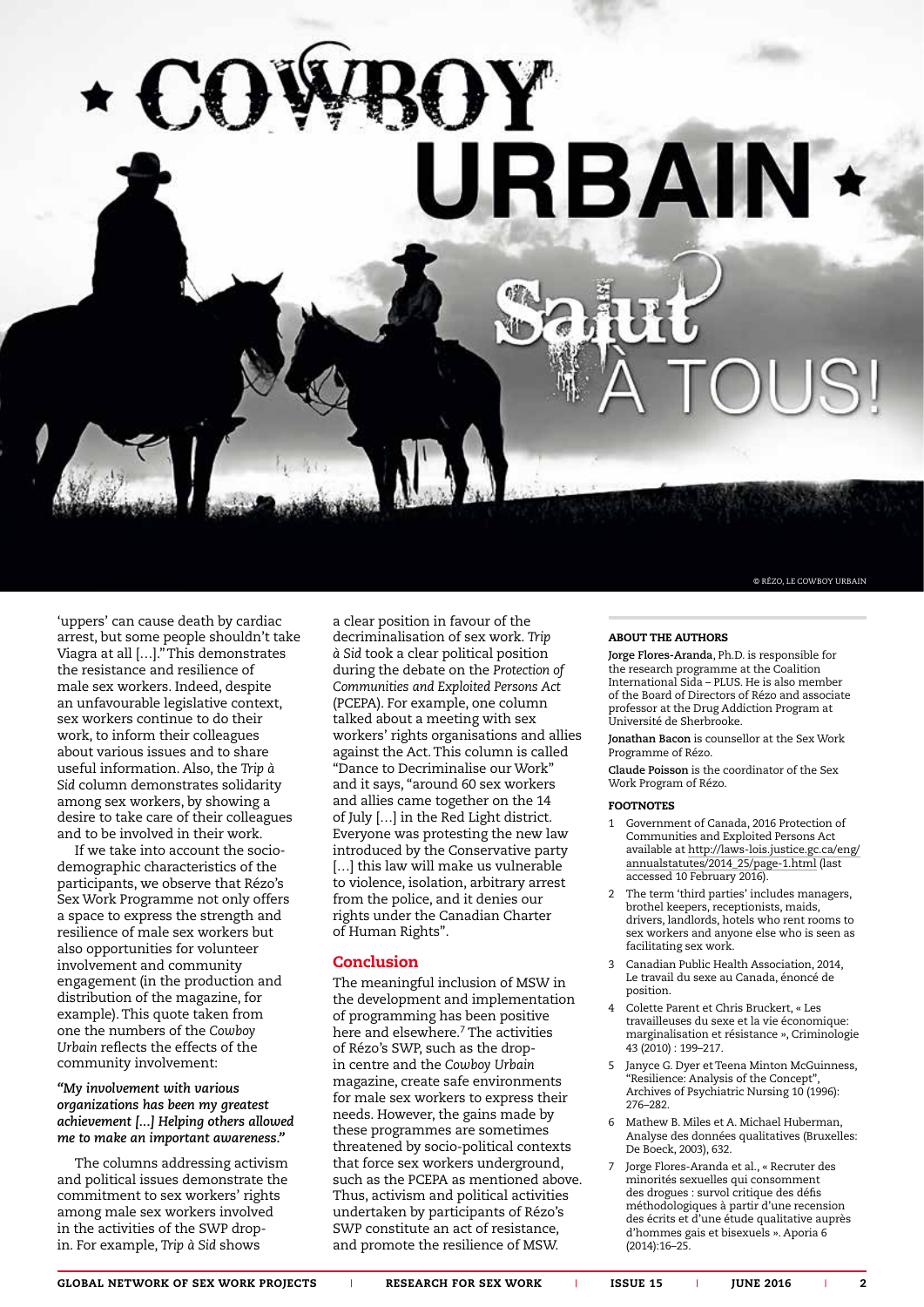© RÉZO, LE COWBOY URBAIN

'uppers' can cause death by cardiac arrest, but some people shouldn't take Viagra at all […]." This demonstrates the resistance and resilience of male sex workers. Indeed, despite an unfavourable legislative context, sex workers continue to do their work, to inform their colleagues about various issues and to share useful information. Also, the *Trip à Sid* column demonstrates solidarity among sex workers, by showing a desire to take care of their colleagues and to be involved in their work.

If we take into account the socio-demographic characteristics of the participants, we observe that Rézo's Sex Work Programme not only offers a space to express the strength and resilience of male sex workers but also opportunities for volunteer involvement and community engagement (in the production and distribution of the magazine, for example). This quote taken from one the numbers of the *Cowboy Urbain* reflects the effects of the community involvement:

***"My involvement with various organizations has been my greatest achievement […] Helping others allowed me to make an important awareness."***

The columns addressing activism and political issues demonstrate the commitment to sex workers' rights among male sex workers involved in the activities of the SWP drop-in. For example, *Trip à Sid* shows a clear position in favour of the decriminalisation of sex work. *Trip à Sid* took a clear political position during the debate on the *Protection of Communities and Exploited Persons Act* (PCEPA). For example, one column talked about a meeting with sex workers' rights organisations and allies against the Act. This column is called "Dance to Decriminalise our Work" and it says, "around 60 sex workers and allies came together on the 14 of July […] in the Red Light district. Everyone was protesting the new law introduced by the Conservative party […] this law will make us vulnerable to violence, isolation, arbitrary arrest from the police, and it denies our rights under the Canadian Charter of Human Rights".

## Conclusion

The meaningful inclusion of MSW in the development and implementation of programming has been positive here and elsewhere.[7] The activities of Rézo's SWP, such as the drop-in centre and the *Cowboy Urbain* magazine, create safe environments for male sex workers to express their needs. However, the gains made by these programmes are sometimes threatened by socio-political contexts that force sex workers underground, such as the PCEPA as mentioned above. Thus, activism and political activities undertaken by participants of Rézo's SWP constitute an act of resistance, and promote the resilience of MSW.

### ABOUT THE AUTHORS

**Jorge Flores-Aranda**, Ph.D. is responsible for the research programme at the Coalition International Sida – PLUS. He is also member of the Board of Directors of Rézo and associate professor at the Drug Addiction Program at Université de Sherbrooke.

**Jonathan Bacon** is counsellor at the Sex Work Programme of Rézo.

**Claude Poisson** is the coordinator of the Sex Work Program of Rézo.

### FOOTNOTES

1. Government of Canada, 2016 Protection of Communities and Exploited Persons Act available at http://laws-lois.justice.gc.ca/eng/annualstatutes/2014_25/page-1.html (last accessed 10 February 2016).
2. The term 'third parties' includes managers, brothel keepers, receptionists, maids, drivers, landlords, hotels who rent rooms to sex workers and anyone else who is seen as facilitating sex work.
3. Canadian Public Health Association, 2014, Le travail du sexe au Canada, énoncé de position.
4. Colette Parent et Chris Bruckert, « Les travailleuses du sexe et la vie économique: marginalisation et résistance », Criminologie 43 (2010) : 199–217.
5. Janyce G. Dyer et Teena Minton McGuinness, "Resilience: Analysis of the Concept", Archives of Psychiatric Nursing 10 (1996): 276–282.
6. Mathew B. Miles et A. Michael Huberman, Analyse des données qualitatives (Bruxelles: De Boeck, 2003), 632.
7. Jorge Flores-Aranda et al., « Recruter des minorités sexuelles qui consomment des drogues : survol critique des défis méthodologiques à partir d'une recension des écrits et d'une étude qualitative auprès d'hommes gais et bisexuels ». Aporia 6 (2014):16–25.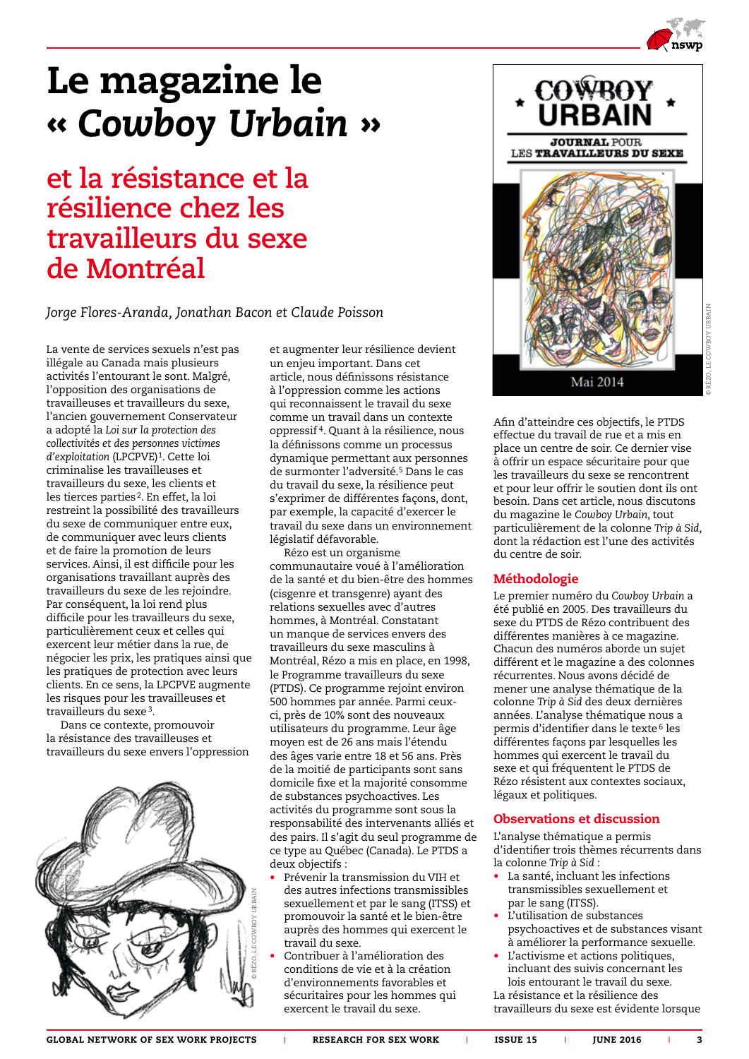# Le magazine le « *Cowboy Urbain* »

## et la résistance et la résilience chez les travailleurs du sexe de Montréal

*Jorge Flores-Aranda, Jonathan Bacon et Claude Poisson*

La vente de services sexuels n'est pas illégale au Canada mais plusieurs activités l'entourant le sont. Malgré, l'opposition des organisations de travailleuses et travailleurs du sexe, l'ancien gouvernement Conservateur a adopté la *Loi sur la protection des collectivités et des personnes victimes d'exploitation* (LPCPVE)[1]. Cette loi criminalise les travailleuses et travailleurs du sexe, les clients et les tierces parties[2]. En effet, la loi restreint la possibilité des travailleurs du sexe de communiquer entre eux, de communiquer avec leurs clients et de faire la promotion de leurs services. Ainsi, il est difficile pour les organisations travaillant auprès des travailleurs du sexe de les rejoindre. Par conséquent, la loi rend plus difficile pour les travailleurs du sexe, particulièrement ceux et celles qui exercent leur métier dans la rue, de négocier les prix, les pratiques ainsi que les pratiques de protection avec leurs clients. En ce sens, la LPCPVE augmente les risques pour les travailleuses et travailleurs du sexe[3].

Dans ce contexte, promouvoir la résistance des travailleuses et travailleurs du sexe envers l'oppression et augmenter leur résilience devient un enjeu important. Dans cet article, nous définissons résistance à l'oppression comme les actions qui reconnaissent le travail du sexe comme un travail dans un contexte oppressif[4]. Quant à la résilience, nous la définissons comme un processus dynamique permettant aux personnes de surmonter l'adversité.[5] Dans le cas du travail du sexe, la résilience peut s'exprimer de différentes façons, dont, par exemple, la capacité d'exercer le travail du sexe dans un environnement législatif défavorable.

Rézo est un organisme communautaire voué à l'amélioration de la santé et du bien-être des hommes (cisgenre et transgenre) ayant des relations sexuelles avec d'autres hommes, à Montréal. Constatant un manque de services envers des travailleurs du sexe masculins à Montréal, Rézo a mis en place, en 1998, le Programme travailleurs du sexe (PTDS). Ce programme rejoint environ 500 hommes par année. Parmi ceux-ci, près de 10% sont des nouveaux utilisateurs du programme. Leur âge moyen est de 26 ans mais l'étendu des âges varie entre 18 et 56 ans. Près de la moitié de participants sont sans domicile fixe et la majorité consomme de substances psychoactives. Les activités du programme sont sous la responsabilité des intervenants alliés et des pairs. Il s'agit du seul programme de ce type au Québec (Canada). Le PTDS a deux objectifs :

- Prévenir la transmission du VIH et des autres infections transmissibles sexuellement et par le sang (ITSS) et promouvoir la santé et le bien-être auprès des hommes qui exercent le travail du sexe.
- Contribuer à l'amélioration des conditions de vie et à la création d'environnements favorables et sécuritaires pour les hommes qui exercent le travail du sexe.

© RÉZO, LE COWBOY URBAIN

COWBOY URBAIN — JOURNAL POUR LES TRAVAILLEURS DU SEXE — Mai 2014

© RÉZO, LE COWBOY URBAIN

Afin d'atteindre ces objectifs, le PTDS effectue du travail de rue et a mis en place un centre de soir. Ce dernier vise à offrir un espace sécuritaire pour que les travailleurs du sexe se rencontrent et pour leur offrir le soutien dont ils ont besoin. Dans cet article, nous discutons du magazine le *Cowboy Urbain*, tout particulièrement de la colonne *Trip à Sid*, dont la rédaction est l'une des activités du centre de soir.

### Méthodologie

Le premier numéro du *Cowboy Urbain* a été publié en 2005. Des travailleurs du sexe du PTDS de Rézo contribuent des différentes manières à ce magazine. Chacun des numéros aborde un sujet différent et le magazine a des colonnes récurrentes. Nous avons décidé de mener une analyse thématique de la colonne *Trip à Sid* des deux dernières années. L'analyse thématique nous a permis d'identifier dans le texte[6] les différentes façons par lesquelles les hommes qui exercent le travail du sexe et qui fréquentent le PTDS de Rézo résistent aux contextes sociaux, légaux et politiques.

### Observations et discussion

L'analyse thématique a permis d'identifier trois thèmes récurrents dans la colonne *Trip à Sid* :

- La santé, incluant les infections transmissibles sexuellement et par le sang (ITSS).
- L'utilisation de substances psychoactives et de substances visant à améliorer la performance sexuelle.
- L'activisme et actions politiques, incluant des suivis concernant les lois entourant le travail du sexe.

La résistance et la résilience des travailleurs du sexe est évidente lorsque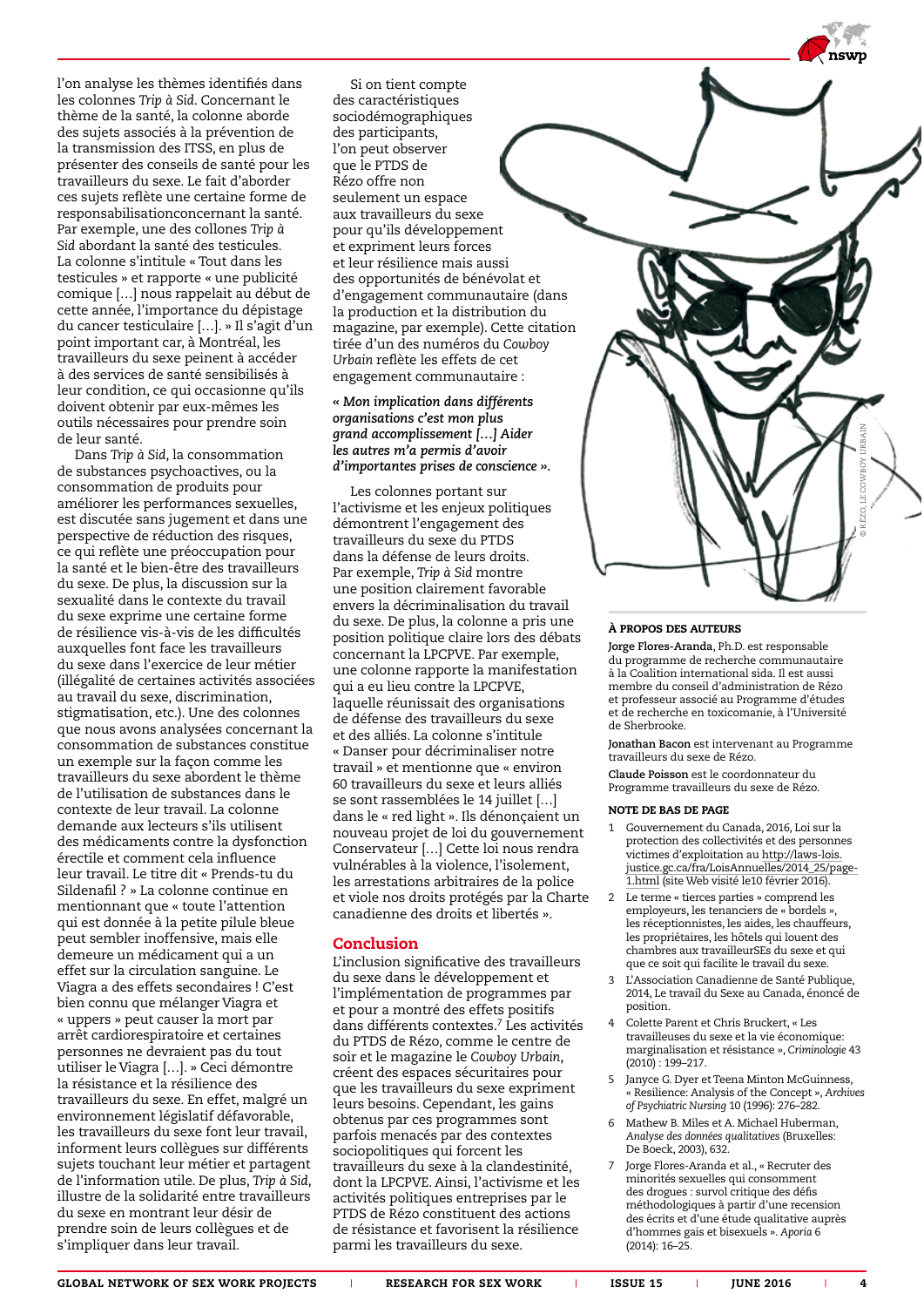l'on analyse les thèmes identifiés dans les colonnes *Trip à Sid*. Concernant le thème de la santé, la colonne aborde des sujets associés à la prévention de la transmission des ITSS, en plus de présenter des conseils de santé pour les travailleurs du sexe. Le fait d'aborder ces sujets reflète une certaine forme de responsabilisationconcernant la santé. Par exemple, une des collones *Trip à Sid* abordant la santé des testicules. La colonne s'intitule « Tout dans les testicules » et rapporte « une publicité comique […] nous rappelait au début de cette année, l'importance du dépistage du cancer testiculaire […]. » Il s'agit d'un point important car, à Montréal, les travailleurs du sexe peinent à accéder à des services de santé sensibilisés à leur condition, ce qui occasionne qu'ils doivent obtenir par eux-mêmes les outils nécessaires pour prendre soin de leur santé.

Dans *Trip à Sid*, la consommation de substances psychoactives, ou la consommation de produits pour améliorer les performances sexuelles, est discutée sans jugement et dans une perspective de réduction des risques, ce qui reflète une préoccupation pour la santé et le bien-être des travailleurs du sexe. De plus, la discussion sur la sexualité dans le contexte du travail du sexe exprime une certaine forme de résilience vis-à-vis de les difficultés auxquelles font face les travailleurs du sexe dans l'exercice de leur métier (illégalité de certaines activités associées au travail du sexe, discrimination, stigmatisation, etc.). Une des colonnes que nous avons analysées concernant la consommation de substances constitue un exemple sur la façon comme les travailleurs du sexe abordent le thème de l'utilisation de substances dans le contexte de leur travail. La colonne demande aux lecteurs s'ils utilisent des médicaments contre la dysfonction érectile et comment cela influence leur travail. Le titre dit « Prends-tu du Sildenafil ? » La colonne continue en mentionnant que « toute l'attention qui est donnée à la petite pilule bleue peut sembler inoffensive, mais elle demeure un médicament qui a un effet sur la circulation sanguine. Le Viagra a des effets secondaires ! C'est bien connu que mélanger Viagra et « uppers » peut causer la mort par arrêt cardiorespiratoire et certaines personnes ne devraient pas du tout utiliser le Viagra […]. » Ceci démontre la résistance et la résilience des travailleurs du sexe. En effet, malgré un environnement législatif défavorable, les travailleurs du sexe font leur travail, informent leurs collègues sur différents sujets touchant leur métier et partagent de l'information utile. De plus, *Trip à Sid*, illustre de la solidarité entre travailleurs du sexe en montrant leur désir de prendre soin de leurs collègues et de s'impliquer dans leur travail.

Si on tient compte des caractéristiques sociodémographiques des participants, l'on peut observer que le PTDS de Rézo offre non seulement un espace aux travailleurs du sexe pour qu'ils développement et expriment leurs forces et leur résilience mais aussi des opportunités de bénévolat et d'engagement communautaire (dans la production et la distribution du magazine, par exemple). Cette citation tirée d'un des numéros du *Cowboy Urbain* reflète les effets de cet engagement communautaire :

***« Mon implication dans différents organisations c'est mon plus grand accomplissement […] Aider les autres m'a permis d'avoir d'importantes prises de conscience ».***

Les colonnes portant sur l'activisme et les enjeux politiques démontrent l'engagement des travailleurs du sexe du PTDS dans la défense de leurs droits. Par exemple, *Trip à Sid* montre une position clairement favorable envers la décriminalisation du travail du sexe. De plus, la colonne a pris une position politique claire lors des débats concernant la LPCPVE. Par exemple, une colonne rapporte la manifestation qui a eu lieu contre la LPCPVE, laquelle réunissait des organisations de défense des travailleurs du sexe et des alliés. La colonne s'intitule « Danser pour décriminaliser notre travail » et mentionne que « environ 60 travailleurs du sexe et leurs alliés se sont rassemblées le 14 juillet […] dans le « red light ». Ils dénonçaient un nouveau projet de loi du gouvernement Conservateur […] Cette loi nous rendra vulnérables à la violence, l'isolement, les arrestations arbitraires de la police et viole nos droits protégés par la Charte canadienne des droits et libertés ».

## Conclusion

L'inclusion significative des travailleurs du sexe dans le développement et l'implémentation de programmes par et pour a montré des effets positifs dans différents contextes.[7] Les activités du PTDS de Rézo, comme le centre de soir et le magazine le *Cowboy Urbain*, créent des espaces sécuritaires pour que les travailleurs du sexe expriment leurs besoins. Cependant, les gains obtenus par ces programmes sont parfois menacés par des contextes sociopolitiques qui forcent les travailleurs du sexe à la clandestinité, dont la LPCPVE. Ainsi, l'activisme et les activités politiques entreprises par le PTDS de Rézo constituent des actions de résistance et favorisent la résilience parmi les travailleurs du sexe.

© RÉZO, LE COWBOY URBAIN

### À PROPOS DES AUTEURS

**Jorge Flores-Aranda**, Ph.D. est responsable du programme de recherche communautaire à la Coalition international sida. Il est aussi membre du conseil d'administration de Rézo et professeur associé au Programme d'études et de recherche en toxicomanie, à l'Université de Sherbrooke.

**Jonathan Bacon** est intervenant au Programme travailleurs du sexe de Rézo.

**Claude Poisson** est le coordonnateur du Programme travailleurs du sexe de Rézo.

### NOTE DE BAS DE PAGE

1. Gouvernement du Canada, 2016, Loi sur la protection des collectivités et des personnes victimes d'exploitation au http://laws-lois.justice.gc.ca/fra/LoisAnnuelles/2014_25/page-1.html (site Web visité le10 février 2016).
2. Le terme « tierces parties » comprend les employeurs, les tenanciers de « bordels », les réceptionnistes, les aides, les chauffeurs, les propriétaires, les hôtels qui louent des chambres aux travailleurSEs du sexe et qui que ce soit qui facilite le travail du sexe.
3. L'Association Canadienne de Santé Publique, 2014, Le travail du Sexe au Canada, énoncé de position.
4. Colette Parent et Chris Bruckert, « Les travailleuses du sexe et la vie économique: marginalisation et résistance », *Criminologie* 43 (2010) : 199–217.
5. Janyce G. Dyer et Teena Minton McGuinness, « Resilience: Analysis of the Concept », *Archives of Psychiatric Nursing* 10 (1996): 276–282.
6. Mathew B. Miles et A. Michael Huberman, *Analyse des données qualitatives* (Bruxelles: De Boeck, 2003), 632.
7. Jorge Flores-Aranda et al., « Recruter des minorités sexuelles qui consomment des drogues : survol critique des défis méthodologiques à partir d'une recension des écrits et d'une étude qualitative auprès d'hommes gais et bisexuels ». *Aporia* 6 (2014): 16–25.